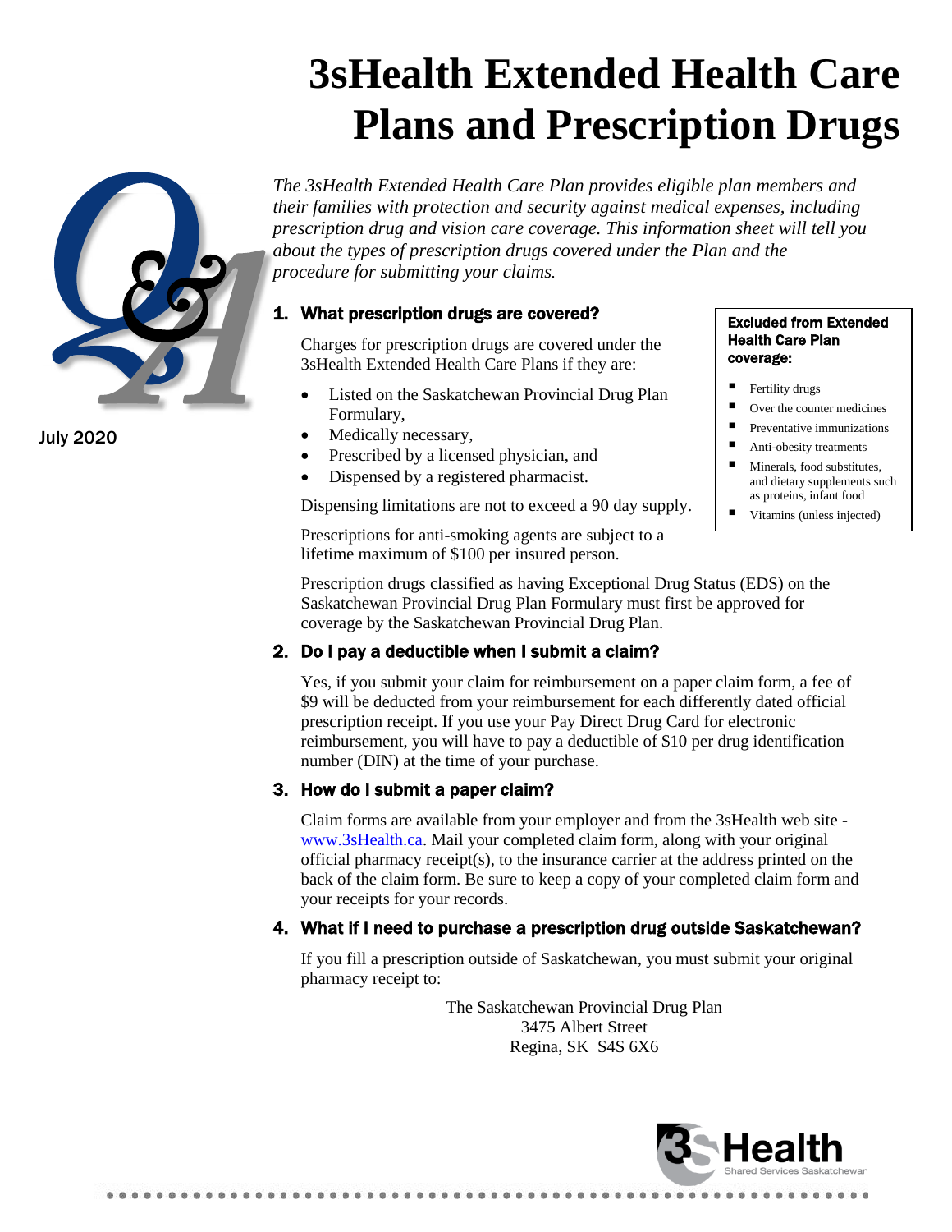# 3sHealth Extended Health Care Plans and Prescription Drugs

July 2020

*The 3sHealth Extended Health Care Plan provides eligible plan members and their families with protection and security against medical expenses, including prescription drug and vision care coverage. This information sheet will tell you about the types of prescription drugs covered under the Plan and the procedure for submitting your claims.*

## 1. What prescription drugs are covered?

Charges for prescription drugs are covered under the 3sHealth Extended Health Care Plans if they are:

- Listed on the Saskatchewan Provincial Drug Plan Formulary,
- Medically necessary,
- Prescribed by a licensed physician, and
- Dispensed by a registered pharmacist.

Dispensing limitations are not to exceed a 90 day supply.

Prescriptions for anti-smoking agents are subject to a lifetime maximum of $100 per insured person.

Prescription drugs classified as having Exceptional Drug Status (EDS) on the Saskatchewan Provincial Drug Plan Formulary must first be approved for coverage by the Saskatchewan Provincial Drug Plan.

**Excluded from Extended Health Care Plan coverage:**

- Fertility drugs
- Over the counter medicines
- Preventative immunizations
- Anti-obesity treatments
- Minerals, food substitutes, and dietary supplements such as proteins, infant food
- Vitamins (unless injected)

## 2. Do I pay a deductible when I submit a claim?

Yes, if you submit your claim for reimbursement on a paper claim form, a fee of $9 will be deducted from your reimbursement for each differently dated official prescription receipt. If you use your Pay Direct Drug Card for electronic reimbursement, you will have to pay a deductible of $10 per drug identification number (DIN) at the time of your purchase.

## 3. How do I submit a paper claim?

Claim forms are available from your employer and from the 3sHealth web site - www.3sHealth.ca. Mail your completed claim form, along with your original official pharmacy receipt(s), to the insurance carrier at the address printed on the back of the claim form. Be sure to keep a copy of your completed claim form and your receipts for your records.

## 4. What if I need to purchase a prescription drug outside Saskatchewan?

If you fill a prescription outside of Saskatchewan, you must submit your original pharmacy receipt to:

The Saskatchewan Provincial Drug Plan
3475 Albert Street
Regina, SK S4S 6X6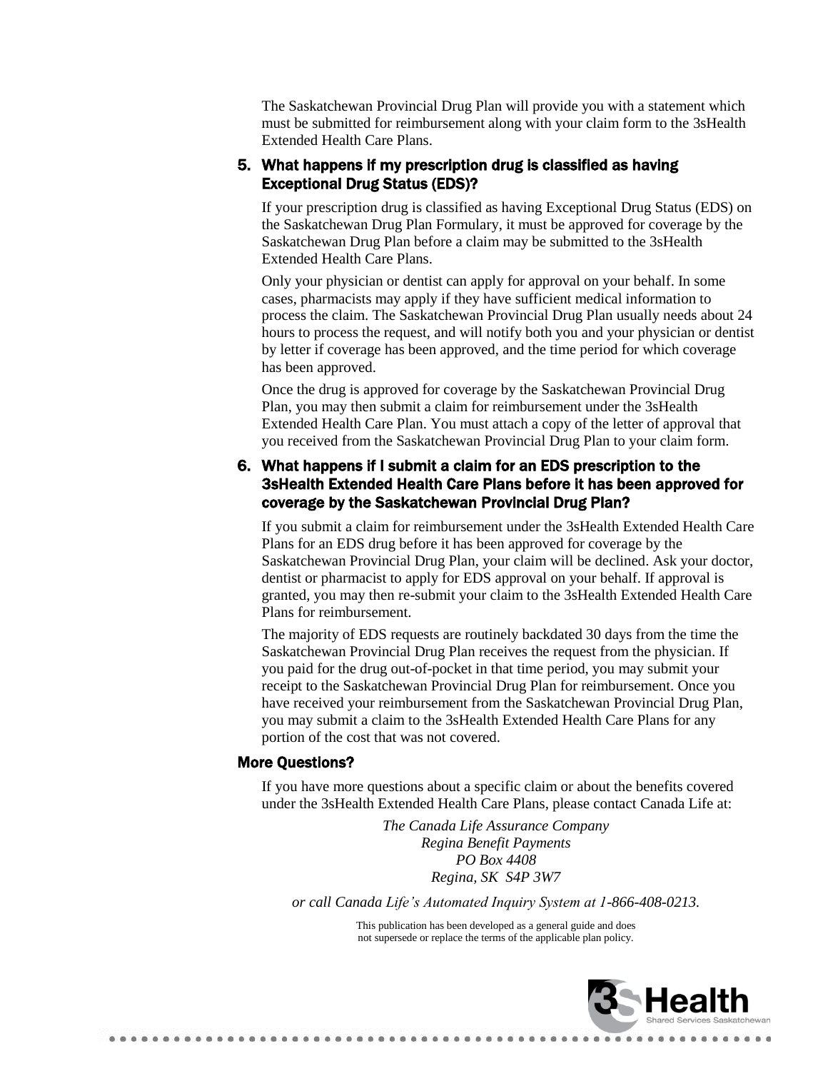The Saskatchewan Provincial Drug Plan will provide you with a statement which must be submitted for reimbursement along with your claim form to the 3sHealth Extended Health Care Plans.

### 5. What happens if my prescription drug is classified as having Exceptional Drug Status (EDS)?

If your prescription drug is classified as having Exceptional Drug Status (EDS) on the Saskatchewan Drug Plan Formulary, it must be approved for coverage by the Saskatchewan Drug Plan before a claim may be submitted to the 3sHealth Extended Health Care Plans.

Only your physician or dentist can apply for approval on your behalf. In some cases, pharmacists may apply if they have sufficient medical information to process the claim. The Saskatchewan Provincial Drug Plan usually needs about 24 hours to process the request, and will notify both you and your physician or dentist by letter if coverage has been approved, and the time period for which coverage has been approved.

Once the drug is approved for coverage by the Saskatchewan Provincial Drug Plan, you may then submit a claim for reimbursement under the 3sHealth Extended Health Care Plan. You must attach a copy of the letter of approval that you received from the Saskatchewan Provincial Drug Plan to your claim form.

### 6. What happens if I submit a claim for an EDS prescription to the 3sHealth Extended Health Care Plans before it has been approved for coverage by the Saskatchewan Provincial Drug Plan?

If you submit a claim for reimbursement under the 3sHealth Extended Health Care Plans for an EDS drug before it has been approved for coverage by the Saskatchewan Provincial Drug Plan, your claim will be declined. Ask your doctor, dentist or pharmacist to apply for EDS approval on your behalf. If approval is granted, you may then re-submit your claim to the 3sHealth Extended Health Care Plans for reimbursement.

The majority of EDS requests are routinely backdated 30 days from the time the Saskatchewan Provincial Drug Plan receives the request from the physician. If you paid for the drug out-of-pocket in that time period, you may submit your receipt to the Saskatchewan Provincial Drug Plan for reimbursement. Once you have received your reimbursement from the Saskatchewan Provincial Drug Plan, you may submit a claim to the 3sHealth Extended Health Care Plans for any portion of the cost that was not covered.

### More Questions?

If you have more questions about a specific claim or about the benefits covered under the 3sHealth Extended Health Care Plans, please contact Canada Life at:

*The Canada Life Assurance Company*
*Regina Benefit Payments*
*PO Box 4408*
*Regina, SK S4P 3W7*

*or call Canada Life's Automated Inquiry System at 1-866-408-0213.*

This publication has been developed as a general guide and does not supersede or replace the terms of the applicable plan policy.

3sHealth
Shared Services Saskatchewan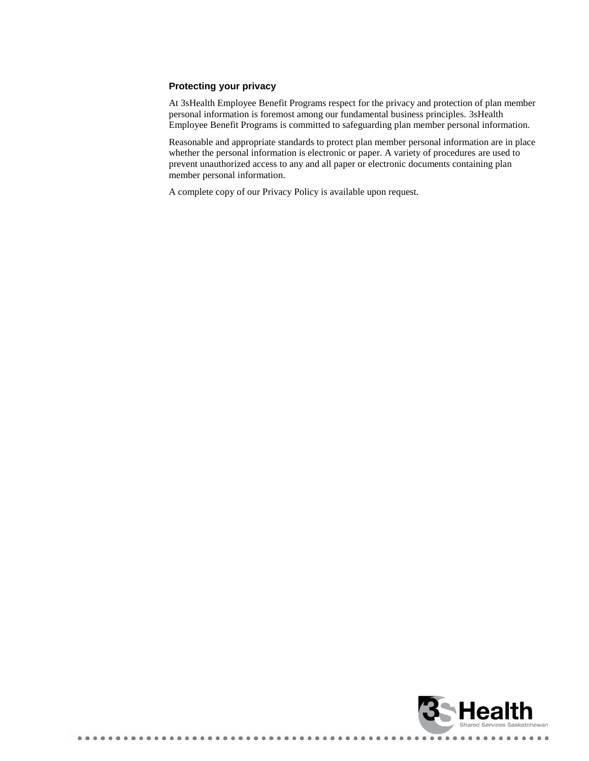### Protecting your privacy

At 3sHealth Employee Benefit Programs respect for the privacy and protection of plan member personal information is foremost among our fundamental business principles. 3sHealth Employee Benefit Programs is committed to safeguarding plan member personal information.

Reasonable and appropriate standards to protect plan member personal information are in place whether the personal information is electronic or paper. A variety of procedures are used to prevent unauthorized access to any and all paper or electronic documents containing plan member personal information.

A complete copy of our Privacy Policy is available upon request.